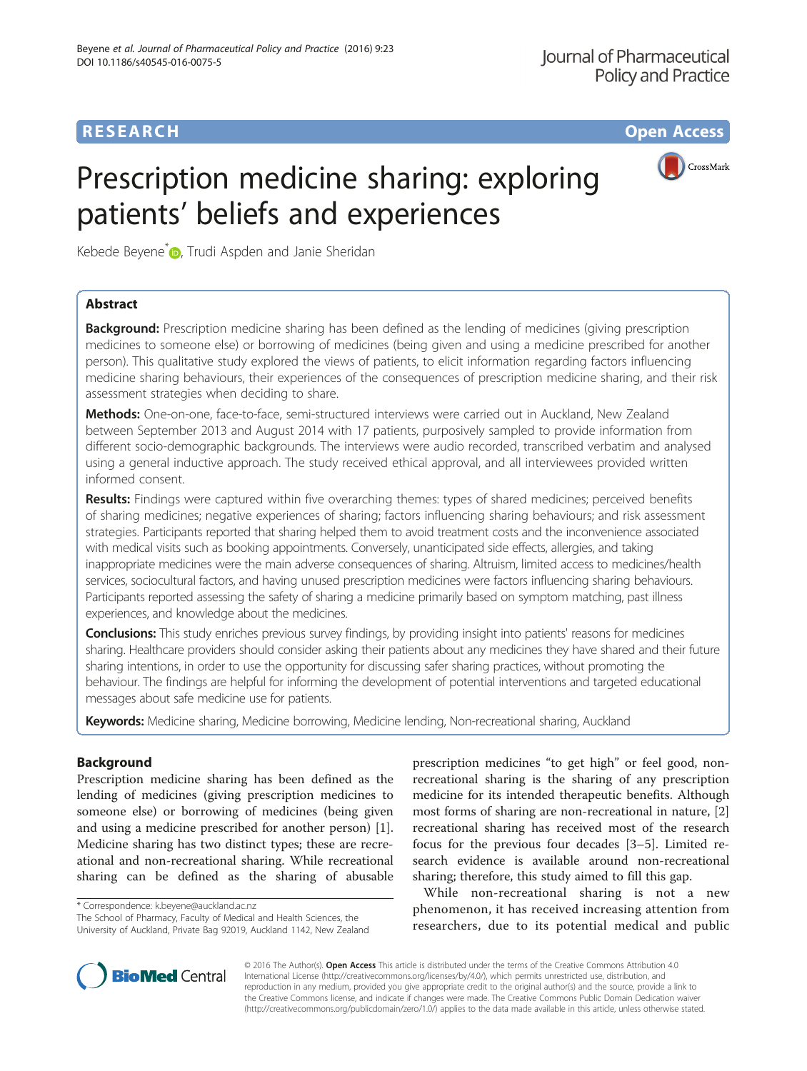RESEARCH Open Access

# Prescription medicine sharing: exploring patients' beliefs and experiences

Kebede Beyene*, Trudi Aspden and Janie Sheridan

## Abstract

**Background:** Prescription medicine sharing has been defined as the lending of medicines (giving prescription medicines to someone else) or borrowing of medicines (being given and using a medicine prescribed for another person). This qualitative study explored the views of patients, to elicit information regarding factors influencing medicine sharing behaviours, their experiences of the consequences of prescription medicine sharing, and their risk assessment strategies when deciding to share.

**Methods:** One-on-one, face-to-face, semi-structured interviews were carried out in Auckland, New Zealand between September 2013 and August 2014 with 17 patients, purposively sampled to provide information from different socio-demographic backgrounds. The interviews were audio recorded, transcribed verbatim and analysed using a general inductive approach. The study received ethical approval, and all interviewees provided written informed consent.

**Results:** Findings were captured within five overarching themes: types of shared medicines; perceived benefits of sharing medicines; negative experiences of sharing; factors influencing sharing behaviours; and risk assessment strategies. Participants reported that sharing helped them to avoid treatment costs and the inconvenience associated with medical visits such as booking appointments. Conversely, unanticipated side effects, allergies, and taking inappropriate medicines were the main adverse consequences of sharing. Altruism, limited access to medicines/health services, sociocultural factors, and having unused prescription medicines were factors influencing sharing behaviours. Participants reported assessing the safety of sharing a medicine primarily based on symptom matching, past illness experiences, and knowledge about the medicines.

**Conclusions:** This study enriches previous survey findings, by providing insight into patients' reasons for medicines sharing. Healthcare providers should consider asking their patients about any medicines they have shared and their future sharing intentions, in order to use the opportunity for discussing safer sharing practices, without promoting the behaviour. The findings are helpful for informing the development of potential interventions and targeted educational messages about safe medicine use for patients.

**Keywords:** Medicine sharing, Medicine borrowing, Medicine lending, Non-recreational sharing, Auckland

## Background

Prescription medicine sharing has been defined as the lending of medicines (giving prescription medicines to someone else) or borrowing of medicines (being given and using a medicine prescribed for another person) [1]. Medicine sharing has two distinct types; these are recreational and non-recreational sharing. While recreational sharing can be defined as the sharing of abusable prescription medicines "to get high" or feel good, non-recreational sharing is the sharing of any prescription medicine for its intended therapeutic benefits. Although most forms of sharing are non-recreational in nature, [2] recreational sharing has received most of the research focus for the previous four decades [3–5]. Limited research evidence is available around non-recreational sharing; therefore, this study aimed to fill this gap.

While non-recreational sharing is not a new phenomenon, it has received increasing attention from researchers, due to its potential medical and public

* Correspondence: k.beyene@auckland.ac.nz
The School of Pharmacy, Faculty of Medical and Health Sciences, the University of Auckland, Private Bag 92019, Auckland 1142, New Zealand

© 2016 The Author(s). **Open Access** This article is distributed under the terms of the Creative Commons Attribution 4.0 International License (http://creativecommons.org/licenses/by/4.0/), which permits unrestricted use, distribution, and reproduction in any medium, provided you give appropriate credit to the original author(s) and the source, provide a link to the Creative Commons license, and indicate if changes were made. The Creative Commons Public Domain Dedication waiver (http://creativecommons.org/publicdomain/zero/1.0/) applies to the data made available in this article, unless otherwise stated.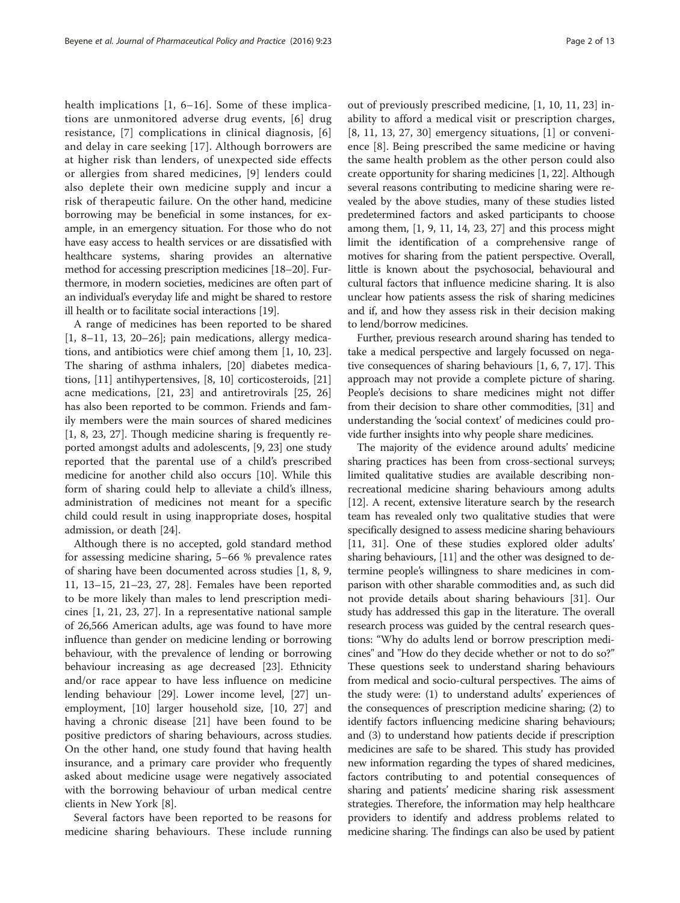health implications [1, 6–16]. Some of these implications are unmonitored adverse drug events, [6] drug resistance, [7] complications in clinical diagnosis, [6] and delay in care seeking [17]. Although borrowers are at higher risk than lenders, of unexpected side effects or allergies from shared medicines, [9] lenders could also deplete their own medicine supply and incur a risk of therapeutic failure. On the other hand, medicine borrowing may be beneficial in some instances, for example, in an emergency situation. For those who do not have easy access to health services or are dissatisfied with healthcare systems, sharing provides an alternative method for accessing prescription medicines [18–20]. Furthermore, in modern societies, medicines are often part of an individual's everyday life and might be shared to restore ill health or to facilitate social interactions [19].

A range of medicines has been reported to be shared [1, 8–11, 13, 20–26]; pain medications, allergy medications, and antibiotics were chief among them [1, 10, 23]. The sharing of asthma inhalers, [20] diabetes medications, [11] antihypertensives, [8, 10] corticosteroids, [21] acne medications, [21, 23] and antiretrovirals [25, 26] has also been reported to be common. Friends and family members were the main sources of shared medicines [1, 8, 23, 27]. Though medicine sharing is frequently reported amongst adults and adolescents, [9, 23] one study reported that the parental use of a child's prescribed medicine for another child also occurs [10]. While this form of sharing could help to alleviate a child's illness, administration of medicines not meant for a specific child could result in using inappropriate doses, hospital admission, or death [24].

Although there is no accepted, gold standard method for assessing medicine sharing, 5–66 % prevalence rates of sharing have been documented across studies [1, 8, 9, 11, 13–15, 21–23, 27, 28]. Females have been reported to be more likely than males to lend prescription medicines [1, 21, 23, 27]. In a representative national sample of 26,566 American adults, age was found to have more influence than gender on medicine lending or borrowing behaviour, with the prevalence of lending or borrowing behaviour increasing as age decreased [23]. Ethnicity and/or race appear to have less influence on medicine lending behaviour [29]. Lower income level, [27] unemployment, [10] larger household size, [10, 27] and having a chronic disease [21] have been found to be positive predictors of sharing behaviours, across studies. On the other hand, one study found that having health insurance, and a primary care provider who frequently asked about medicine usage were negatively associated with the borrowing behaviour of urban medical centre clients in New York [8].

Several factors have been reported to be reasons for medicine sharing behaviours. These include running out of previously prescribed medicine, [1, 10, 11, 23] inability to afford a medical visit or prescription charges, [8, 11, 13, 27, 30] emergency situations, [1] or convenience [8]. Being prescribed the same medicine or having the same health problem as the other person could also create opportunity for sharing medicines [1, 22]. Although several reasons contributing to medicine sharing were revealed by the above studies, many of these studies listed predetermined factors and asked participants to choose among them, [1, 9, 11, 14, 23, 27] and this process might limit the identification of a comprehensive range of motives for sharing from the patient perspective. Overall, little is known about the psychosocial, behavioural and cultural factors that influence medicine sharing. It is also unclear how patients assess the risk of sharing medicines and if, and how they assess risk in their decision making to lend/borrow medicines.

Further, previous research around sharing has tended to take a medical perspective and largely focussed on negative consequences of sharing behaviours [1, 6, 7, 17]. This approach may not provide a complete picture of sharing. People's decisions to share medicines might not differ from their decision to share other commodities, [31] and understanding the 'social context' of medicines could provide further insights into why people share medicines.

The majority of the evidence around adults' medicine sharing practices has been from cross-sectional surveys; limited qualitative studies are available describing non-recreational medicine sharing behaviours among adults [12]. A recent, extensive literature search by the research team has revealed only two qualitative studies that were specifically designed to assess medicine sharing behaviours [11, 31]. One of these studies explored older adults' sharing behaviours, [11] and the other was designed to determine people's willingness to share medicines in comparison with other sharable commodities and, as such did not provide details about sharing behaviours [31]. Our study has addressed this gap in the literature. The overall research process was guided by the central research questions: "Why do adults lend or borrow prescription medicines" and "How do they decide whether or not to do so?" These questions seek to understand sharing behaviours from medical and socio-cultural perspectives. The aims of the study were: (1) to understand adults' experiences of the consequences of prescription medicine sharing; (2) to identify factors influencing medicine sharing behaviours; and (3) to understand how patients decide if prescription medicines are safe to be shared. This study has provided new information regarding the types of shared medicines, factors contributing to and potential consequences of sharing and patients' medicine sharing risk assessment strategies. Therefore, the information may help healthcare providers to identify and address problems related to medicine sharing. The findings can also be used by patient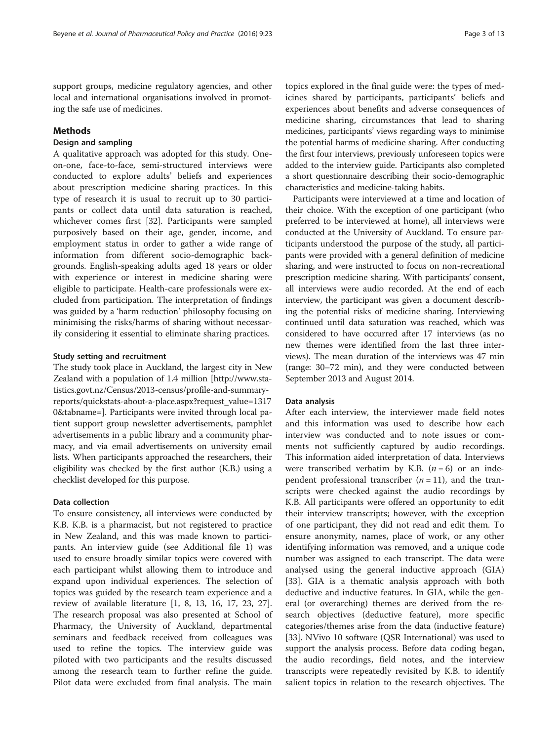support groups, medicine regulatory agencies, and other local and international organisations involved in promoting the safe use of medicines.

## Methods

### Design and sampling

A qualitative approach was adopted for this study. One-on-one, face-to-face, semi-structured interviews were conducted to explore adults' beliefs and experiences about prescription medicine sharing practices. In this type of research it is usual to recruit up to 30 participants or collect data until data saturation is reached, whichever comes first [32]. Participants were sampled purposively based on their age, gender, income, and employment status in order to gather a wide range of information from different socio-demographic backgrounds. English-speaking adults aged 18 years or older with experience or interest in medicine sharing were eligible to participate. Health-care professionals were excluded from participation. The interpretation of findings was guided by a 'harm reduction' philosophy focusing on minimising the risks/harms of sharing without necessarily considering it essential to eliminate sharing practices.

### Study setting and recruitment

The study took place in Auckland, the largest city in New Zealand with a population of 1.4 million [http://www.statistics.govt.nz/Census/2013-census/profile-and-summary-reports/quickstats-about-a-place.aspx?request_value=13170&tabname=]. Participants were invited through local patient support group newsletter advertisements, pamphlet advertisements in a public library and a community pharmacy, and via email advertisements on university email lists. When participants approached the researchers, their eligibility was checked by the first author (K.B.) using a checklist developed for this purpose.

### Data collection

To ensure consistency, all interviews were conducted by K.B. K.B. is a pharmacist, but not registered to practice in New Zealand, and this was made known to participants. An interview guide (see Additional file 1) was used to ensure broadly similar topics were covered with each participant whilst allowing them to introduce and expand upon individual experiences. The selection of topics was guided by the research team experience and a review of available literature [1, 8, 13, 16, 17, 23, 27]. The research proposal was also presented at School of Pharmacy, the University of Auckland, departmental seminars and feedback received from colleagues was used to refine the topics. The interview guide was piloted with two participants and the results discussed among the research team to further refine the guide. Pilot data were excluded from final analysis. The main topics explored in the final guide were: the types of medicines shared by participants, participants' beliefs and experiences about benefits and adverse consequences of medicine sharing, circumstances that lead to sharing medicines, participants' views regarding ways to minimise the potential harms of medicine sharing. After conducting the first four interviews, previously unforeseen topics were added to the interview guide. Participants also completed a short questionnaire describing their socio-demographic characteristics and medicine-taking habits.

Participants were interviewed at a time and location of their choice. With the exception of one participant (who preferred to be interviewed at home), all interviews were conducted at the University of Auckland. To ensure participants understood the purpose of the study, all participants were provided with a general definition of medicine sharing, and were instructed to focus on non-recreational prescription medicine sharing. With participants' consent, all interviews were audio recorded. At the end of each interview, the participant was given a document describing the potential risks of medicine sharing. Interviewing continued until data saturation was reached, which was considered to have occurred after 17 interviews (as no new themes were identified from the last three interviews). The mean duration of the interviews was 47 min (range: 30–72 min), and they were conducted between September 2013 and August 2014.

### Data analysis

After each interview, the interviewer made field notes and this information was used to describe how each interview was conducted and to note issues or comments not sufficiently captured by audio recordings. This information aided interpretation of data. Interviews were transcribed verbatim by K.B. ($n = 6$) or an independent professional transcriber ($n = 11$), and the transcripts were checked against the audio recordings by K.B. All participants were offered an opportunity to edit their interview transcripts; however, with the exception of one participant, they did not read and edit them. To ensure anonymity, names, place of work, or any other identifying information was removed, and a unique code number was assigned to each transcript. The data were analysed using the general inductive approach (GIA) [33]. GIA is a thematic analysis approach with both deductive and inductive features. In GIA, while the general (or overarching) themes are derived from the research objectives (deductive feature), more specific categories/themes arise from the data (inductive feature) [33]. NVivo 10 software (QSR International) was used to support the analysis process. Before data coding began, the audio recordings, field notes, and the interview transcripts were repeatedly revisited by K.B. to identify salient topics in relation to the research objectives. The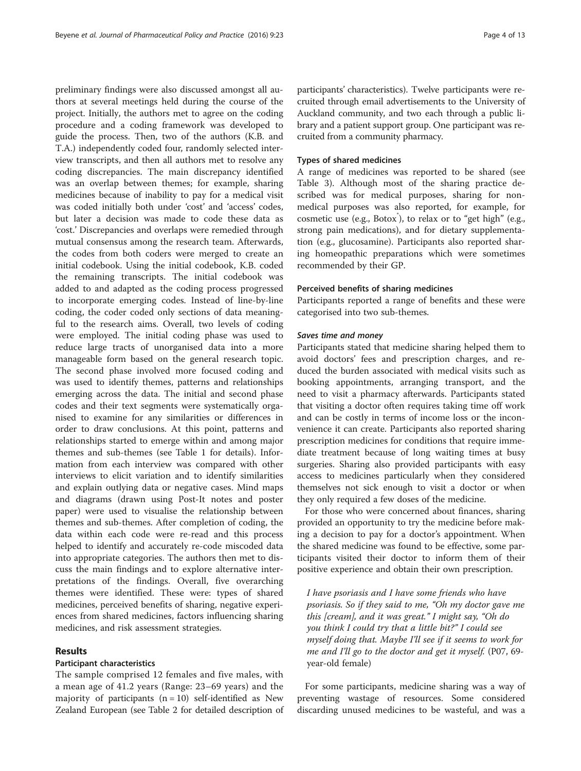preliminary findings were also discussed amongst all authors at several meetings held during the course of the project. Initially, the authors met to agree on the coding procedure and a coding framework was developed to guide the process. Then, two of the authors (K.B. and T.A.) independently coded four, randomly selected interview transcripts, and then all authors met to resolve any coding discrepancies. The main discrepancy identified was an overlap between themes; for example, sharing medicines because of inability to pay for a medical visit was coded initially both under 'cost' and 'access' codes, but later a decision was made to code these data as 'cost.' Discrepancies and overlaps were remedied through mutual consensus among the research team. Afterwards, the codes from both coders were merged to create an initial codebook. Using the initial codebook, K.B. coded the remaining transcripts. The initial codebook was added to and adapted as the coding process progressed to incorporate emerging codes. Instead of line-by-line coding, the coder coded only sections of data meaningful to the research aims. Overall, two levels of coding were employed. The initial coding phase was used to reduce large tracts of unorganised data into a more manageable form based on the general research topic. The second phase involved more focused coding and was used to identify themes, patterns and relationships emerging across the data. The initial and second phase codes and their text segments were systematically organised to examine for any similarities or differences in order to draw conclusions. At this point, patterns and relationships started to emerge within and among major themes and sub-themes (see Table 1 for details). Information from each interview was compared with other interviews to elicit variation and to identify similarities and explain outlying data or negative cases. Mind maps and diagrams (drawn using Post-It notes and poster paper) were used to visualise the relationship between themes and sub-themes. After completion of coding, the data within each code were re-read and this process helped to identify and accurately re-code miscoded data into appropriate categories. The authors then met to discuss the main findings and to explore alternative interpretations of the findings. Overall, five overarching themes were identified. These were: types of shared medicines, perceived benefits of sharing, negative experiences from shared medicines, factors influencing sharing medicines, and risk assessment strategies.

## Results

### Participant characteristics

The sample comprised 12 females and five males, with a mean age of 41.2 years (Range: 23–69 years) and the majority of participants (n = 10) self-identified as New Zealand European (see Table 2 for detailed description of participants' characteristics). Twelve participants were recruited through email advertisements to the University of Auckland community, and two each through a public library and a patient support group. One participant was recruited from a community pharmacy.

### Types of shared medicines

A range of medicines was reported to be shared (see Table 3). Although most of the sharing practice described was for medical purposes, sharing for non-medical purposes was also reported, for example, for cosmetic use (e.g., Botox®), to relax or to "get high" (e.g., strong pain medications), and for dietary supplementation (e.g., glucosamine). Participants also reported sharing homeopathic preparations which were sometimes recommended by their GP.

### Perceived benefits of sharing medicines

Participants reported a range of benefits and these were categorised into two sub-themes.

#### *Saves time and money*

Participants stated that medicine sharing helped them to avoid doctors' fees and prescription charges, and reduced the burden associated with medical visits such as booking appointments, arranging transport, and the need to visit a pharmacy afterwards. Participants stated that visiting a doctor often requires taking time off work and can be costly in terms of income loss or the inconvenience it can create. Participants also reported sharing prescription medicines for conditions that require immediate treatment because of long waiting times at busy surgeries. Sharing also provided participants with easy access to medicines particularly when they considered themselves not sick enough to visit a doctor or when they only required a few doses of the medicine.

For those who were concerned about finances, sharing provided an opportunity to try the medicine before making a decision to pay for a doctor's appointment. When the shared medicine was found to be effective, some participants visited their doctor to inform them of their positive experience and obtain their own prescription.

> *I have psoriasis and I have some friends who have psoriasis. So if they said to me, "Oh my doctor gave me this [cream], and it was great." I might say, "Oh do you think I could try that a little bit?" I could see myself doing that. Maybe I'll see if it seems to work for me and I'll go to the doctor and get it myself.* (P07, 69-year-old female)

For some participants, medicine sharing was a way of preventing wastage of resources. Some considered discarding unused medicines to be wasteful, and was a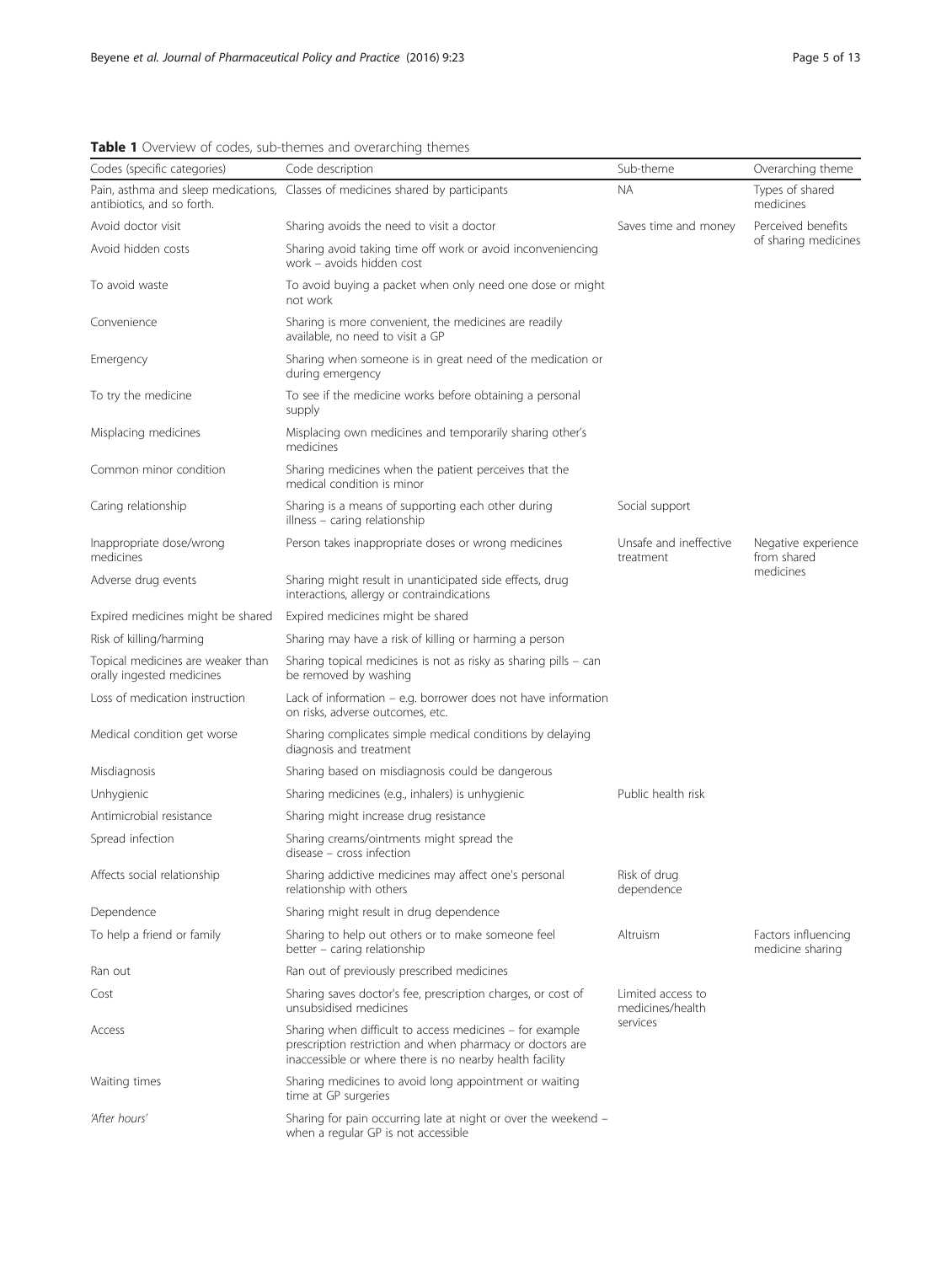**Table 1** Overview of codes, sub-themes and overarching themes

| Codes (specific categories) | Code description | Sub-theme | Overarching theme |
|---|---|---|---|
| Pain, asthma and sleep medications, antibiotics, and so forth. | Classes of medicines shared by participants | NA | Types of shared medicines |
| Avoid doctor visit | Sharing avoids the need to visit a doctor | Saves time and money | Perceived benefits of sharing medicines |
| Avoid hidden costs | Sharing avoid taking time off work or avoid inconveniencing work – avoids hidden cost | | |
| To avoid waste | To avoid buying a packet when only need one dose or might not work | | |
| Convenience | Sharing is more convenient, the medicines are readily available, no need to visit a GP | | |
| Emergency | Sharing when someone is in great need of the medication or during emergency | | |
| To try the medicine | To see if the medicine works before obtaining a personal supply | | |
| Misplacing medicines | Misplacing own medicines and temporarily sharing other's medicines | | |
| Common minor condition | Sharing medicines when the patient perceives that the medical condition is minor | | |
| Caring relationship | Sharing is a means of supporting each other during illness – caring relationship | Social support | |
| Inappropriate dose/wrong medicines | Person takes inappropriate doses or wrong medicines | Unsafe and ineffective treatment | Negative experience from shared medicines |
| Adverse drug events | Sharing might result in unanticipated side effects, drug interactions, allergy or contraindications | | |
| Expired medicines might be shared | Expired medicines might be shared | | |
| Risk of killing/harming | Sharing may have a risk of killing or harming a person | | |
| Topical medicines are weaker than orally ingested medicines | Sharing topical medicines is not as risky as sharing pills – can be removed by washing | | |
| Loss of medication instruction | Lack of information – e.g. borrower does not have information on risks, adverse outcomes, etc. | | |
| Medical condition get worse | Sharing complicates simple medical conditions by delaying diagnosis and treatment | | |
| Misdiagnosis | Sharing based on misdiagnosis could be dangerous | | |
| Unhygienic | Sharing medicines (e.g., inhalers) is unhygienic | Public health risk | |
| Antimicrobial resistance | Sharing might increase drug resistance | | |
| Spread infection | Sharing creams/ointments might spread the disease – cross infection | | |
| Affects social relationship | Sharing addictive medicines may affect one's personal relationship with others | Risk of drug dependence | |
| Dependence | Sharing might result in drug dependence | | |
| To help a friend or family | Sharing to help out others or to make someone feel better – caring relationship | Altruism | Factors influencing medicine sharing |
| Ran out | Ran out of previously prescribed medicines | | |
| Cost | Sharing saves doctor's fee, prescription charges, or cost of unsubsidised medicines | Limited access to medicines/health services | |
| Access | Sharing when difficult to access medicines – for example prescription restriction and when pharmacy or doctors are inaccessible or where there is no nearby health facility | | |
| Waiting times | Sharing medicines to avoid long appointment or waiting time at GP surgeries | | |
| *'After hours'* | Sharing for pain occurring late at night or over the weekend – when a regular GP is not accessible | | |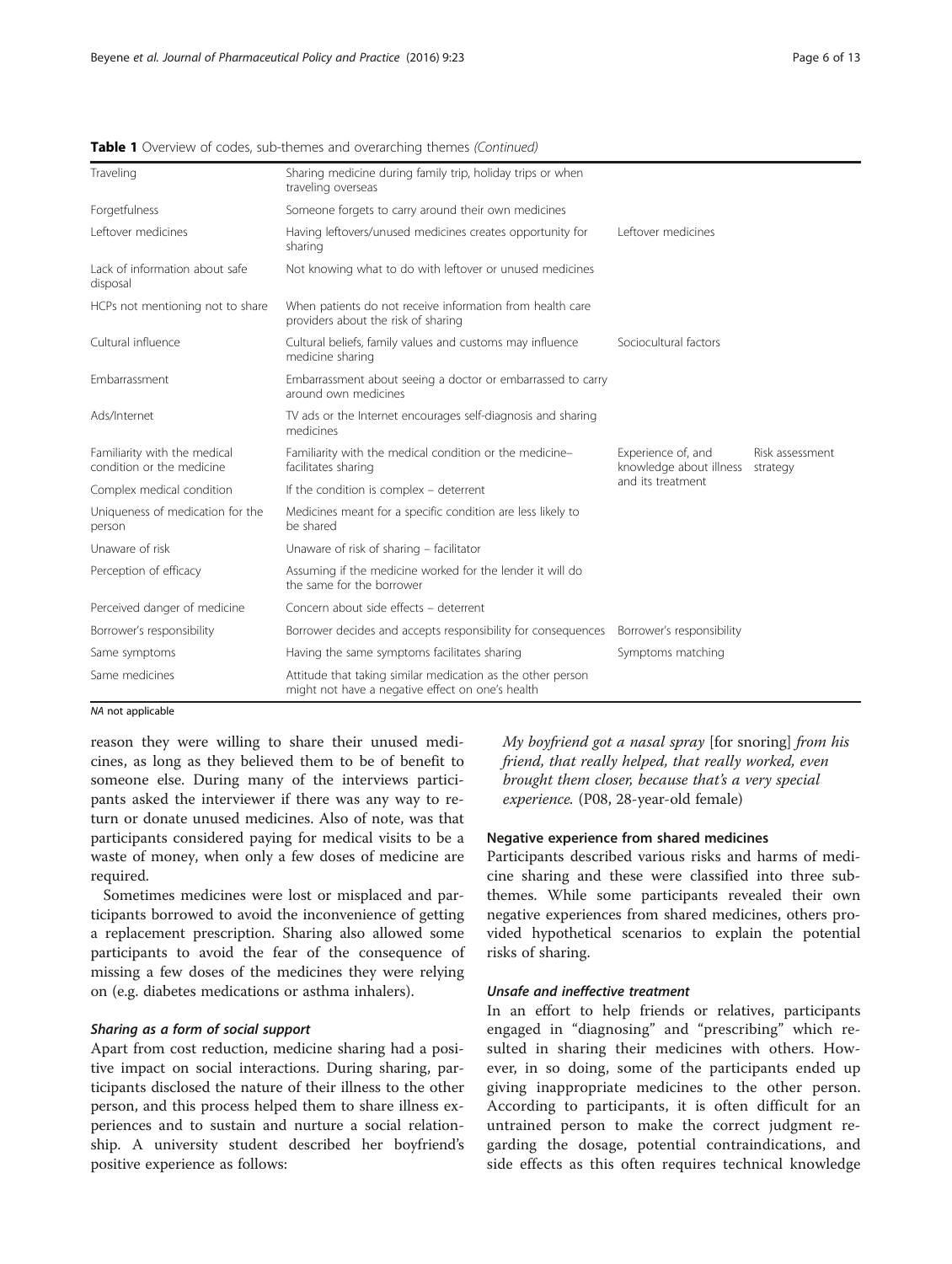**Table 1** Overview of codes, sub-themes and overarching themes *(Continued)*

| | | | |
|---|---|---|---|
| Traveling | Sharing medicine during family trip, holiday trips or when traveling overseas | | |
| Forgetfulness | Someone forgets to carry around their own medicines | | |
| Leftover medicines | Having leftovers/unused medicines creates opportunity for sharing | Leftover medicines | |
| Lack of information about safe disposal | Not knowing what to do with leftover or unused medicines | | |
| HCPs not mentioning not to share | When patients do not receive information from health care providers about the risk of sharing | | |
| Cultural influence | Cultural beliefs, family values and customs may influence medicine sharing | Sociocultural factors | |
| Embarrassment | Embarrassment about seeing a doctor or embarrassed to carry around own medicines | | |
| Ads/Internet | TV ads or the Internet encourages self-diagnosis and sharing medicines | | |
| Familiarity with the medical condition or the medicine | Familiarity with the medical condition or the medicine– facilitates sharing | Experience of, and knowledge about illness and its treatment | Risk assessment strategy |
| Complex medical condition | If the condition is complex – deterrent | | |
| Uniqueness of medication for the person | Medicines meant for a specific condition are less likely to be shared | | |
| Unaware of risk | Unaware of risk of sharing – facilitator | | |
| Perception of efficacy | Assuming if the medicine worked for the lender it will do the same for the borrower | | |
| Perceived danger of medicine | Concern about side effects – deterrent | | |
| Borrower's responsibility | Borrower decides and accepts responsibility for consequences | Borrower's responsibility | |
| Same symptoms | Having the same symptoms facilitates sharing | Symptoms matching | |
| Same medicines | Attitude that taking similar medication as the other person might not have a negative effect on one's health | | |

*NA* not applicable

reason they were willing to share their unused medicines, as long as they believed them to be of benefit to someone else. During many of the interviews participants asked the interviewer if there was any way to return or donate unused medicines. Also of note, was that participants considered paying for medical visits to be a waste of money, when only a few doses of medicine are required.

Sometimes medicines were lost or misplaced and participants borrowed to avoid the inconvenience of getting a replacement prescription. Sharing also allowed some participants to avoid the fear of the consequence of missing a few doses of the medicines they were relying on (e.g. diabetes medications or asthma inhalers).

#### *Sharing as a form of social support*

Apart from cost reduction, medicine sharing had a positive impact on social interactions. During sharing, participants disclosed the nature of their illness to the other person, and this process helped them to share illness experiences and to sustain and nurture a social relationship. A university student described her boyfriend's positive experience as follows:

> *My boyfriend got a nasal spray* [for snoring] *from his friend, that really helped, that really worked, even brought them closer, because that's a very special experience.* (P08, 28-year-old female)

### Negative experience from shared medicines

Participants described various risks and harms of medicine sharing and these were classified into three sub-themes. While some participants revealed their own negative experiences from shared medicines, others provided hypothetical scenarios to explain the potential risks of sharing.

#### *Unsafe and ineffective treatment*

In an effort to help friends or relatives, participants engaged in "diagnosing" and "prescribing" which resulted in sharing their medicines with others. However, in so doing, some of the participants ended up giving inappropriate medicines to the other person. According to participants, it is often difficult for an untrained person to make the correct judgment regarding the dosage, potential contraindications, and side effects as this often requires technical knowledge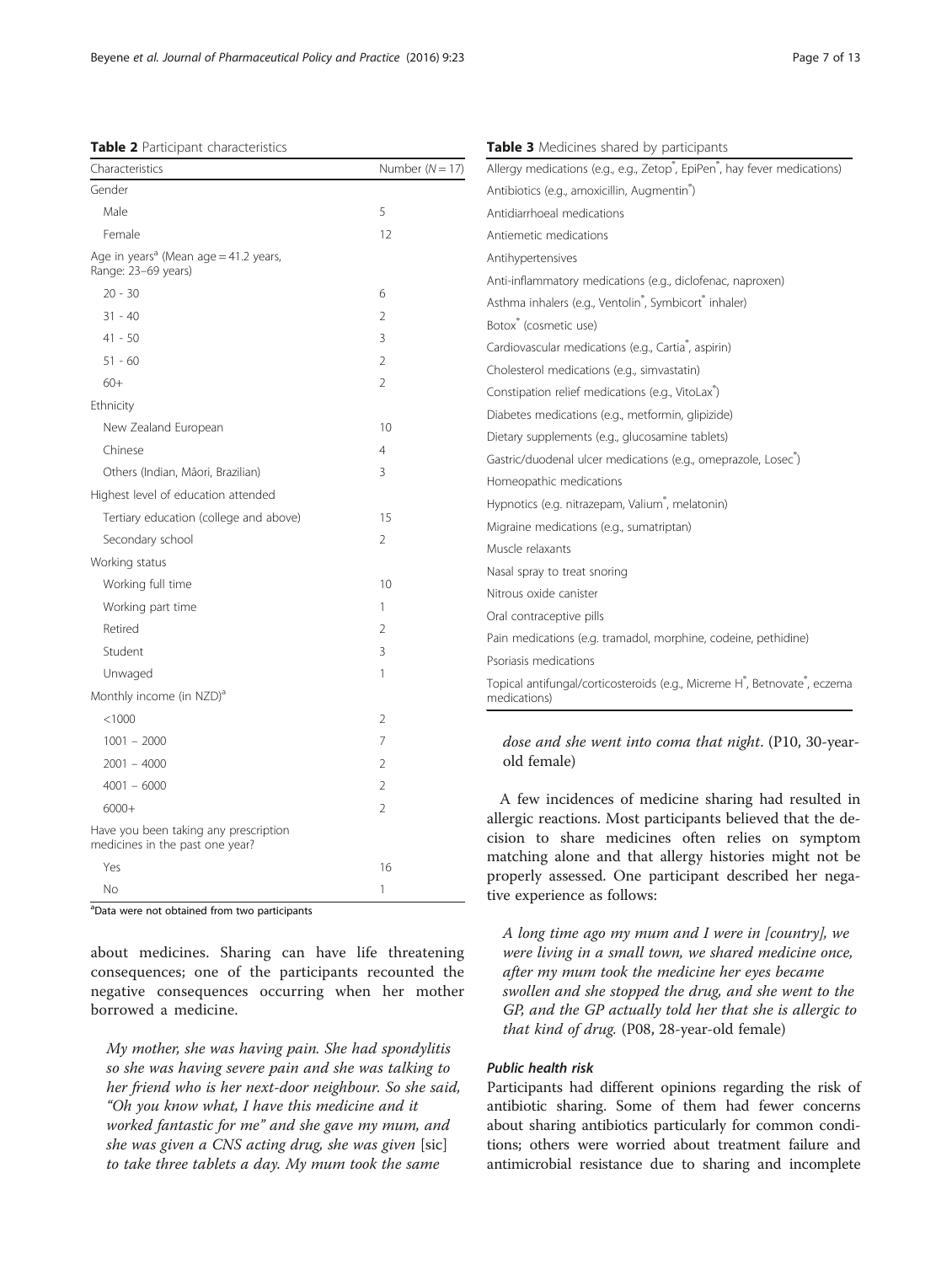**Table 2** Participant characteristics

| Characteristics | Number (N = 17) |
|---|---|
| Gender | |
| Male | 5 |
| Female | 12 |
| Age in years[a] (Mean age = 41.2 years, Range: 23–69 years) | |
| 20 - 30 | 6 |
| 31 - 40 | 2 |
| 41 - 50 | 3 |
| 51 - 60 | 2 |
| 60+ | 2 |
| Ethnicity | |
| New Zealand European | 10 |
| Chinese | 4 |
| Others (Indian, Māori, Brazilian) | 3 |
| Highest level of education attended | |
| Tertiary education (college and above) | 15 |
| Secondary school | 2 |
| Working status | |
| Working full time | 10 |
| Working part time | 1 |
| Retired | 2 |
| Student | 3 |
| Unwaged | 1 |
| Monthly income (in NZD)[a] | |
| <1000 | 2 |
| 1001 – 2000 | 7 |
| 2001 – 4000 | 2 |
| 4001 – 6000 | 2 |
| 6000+ | 2 |
| Have you been taking any prescription medicines in the past one year? | |
| Yes | 16 |
| No | 1 |

[a]Data were not obtained from two participants

about medicines. Sharing can have life threatening consequences; one of the participants recounted the negative consequences occurring when her mother borrowed a medicine.

> *My mother, she was having pain. She had spondylitis so she was having severe pain and she was talking to her friend who is her next-door neighbour. So she said, "Oh you know what, I have this medicine and it worked fantastic for me" and she gave my mum, and she was given a CNS acting drug, she was given* [sic] *to take three tablets a day. My mum took the same dose and she went into coma that night*. (P10, 30-year-old female)

**Table 3** Medicines shared by participants

| |
|---|
| Allergy medications (e.g., e.g., Zetop®, EpiPen®, hay fever medications) |
| Antibiotics (e.g., amoxicillin, Augmentin®) |
| Antidiarrhoeal medications |
| Antiemetic medications |
| Antihypertensives |
| Anti-inflammatory medications (e.g., diclofenac, naproxen) |
| Asthma inhalers (e.g., Ventolin®, Symbicort® inhaler) |
| Botox® (cosmetic use) |
| Cardiovascular medications (e.g., Cartia®, aspirin) |
| Cholesterol medications (e.g., simvastatin) |
| Constipation relief medications (e.g., VitoLax®) |
| Diabetes medications (e.g., metformin, glipizide) |
| Dietary supplements (e.g., glucosamine tablets) |
| Gastric/duodenal ulcer medications (e.g., omeprazole, Losec®) |
| Homeopathic medications |
| Hypnotics (e.g. nitrazepam, Valium®, melatonin) |
| Migraine medications (e.g., sumatriptan) |
| Muscle relaxants |
| Nasal spray to treat snoring |
| Nitrous oxide canister |
| Oral contraceptive pills |
| Pain medications (e.g. tramadol, morphine, codeine, pethidine) |
| Psoriasis medications |
| Topical antifungal/corticosteroids (e.g., Micreme H®, Betnovate®, eczema medications) |

A few incidences of medicine sharing had resulted in allergic reactions. Most participants believed that the decision to share medicines often relies on symptom matching alone and that allergy histories might not be properly assessed. One participant described her negative experience as follows:

> *A long time ago my mum and I were in [country], we were living in a small town, we shared medicine once, after my mum took the medicine her eyes became swollen and she stopped the drug, and she went to the GP, and the GP actually told her that she is allergic to that kind of drug.* (P08, 28-year-old female)

#### *Public health risk*

Participants had different opinions regarding the risk of antibiotic sharing. Some of them had fewer concerns about sharing antibiotics particularly for common conditions; others were worried about treatment failure and antimicrobial resistance due to sharing and incomplete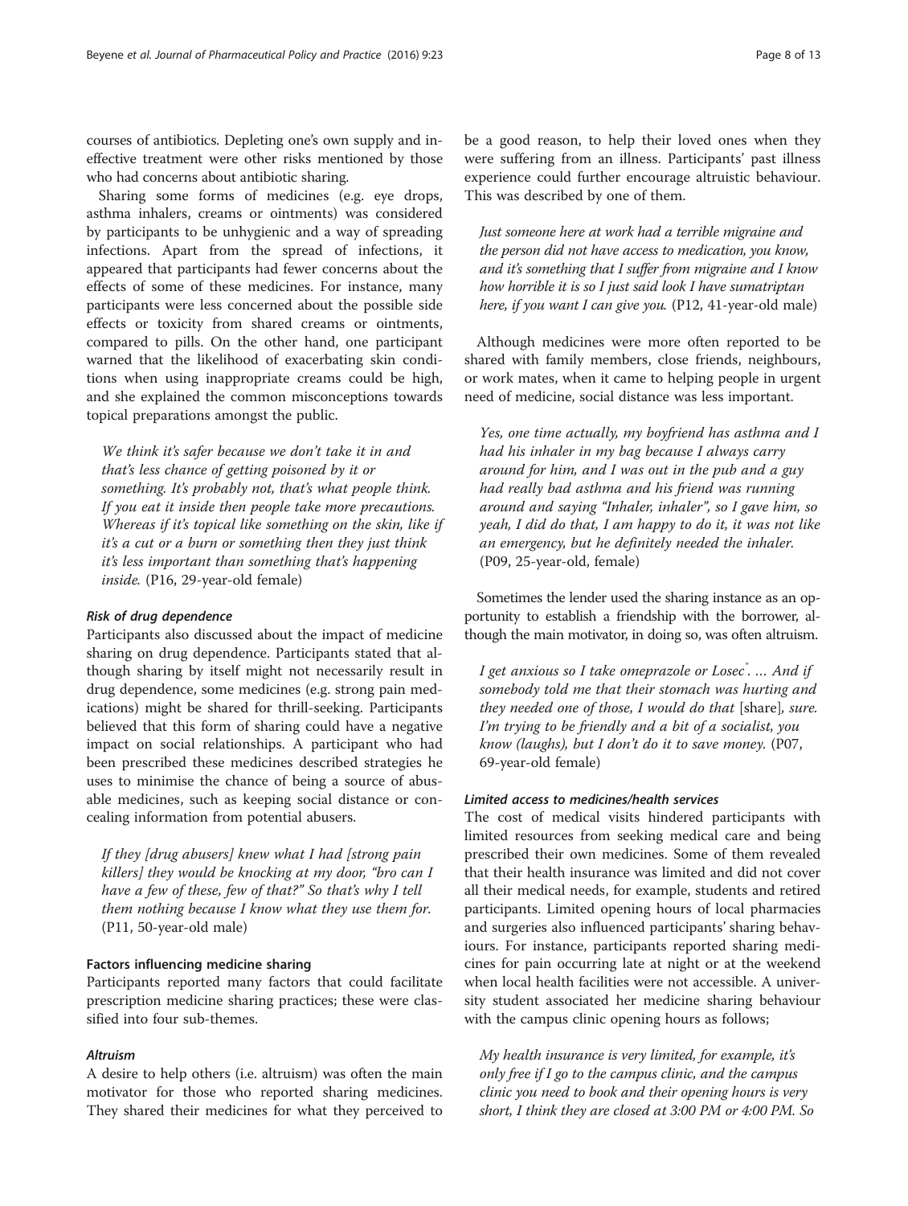courses of antibiotics. Depleting one's own supply and ineffective treatment were other risks mentioned by those who had concerns about antibiotic sharing.

Sharing some forms of medicines (e.g. eye drops, asthma inhalers, creams or ointments) was considered by participants to be unhygienic and a way of spreading infections. Apart from the spread of infections, it appeared that participants had fewer concerns about the effects of some of these medicines. For instance, many participants were less concerned about the possible side effects or toxicity from shared creams or ointments, compared to pills. On the other hand, one participant warned that the likelihood of exacerbating skin conditions when using inappropriate creams could be high, and she explained the common misconceptions towards topical preparations amongst the public.

> *We think it's safer because we don't take it in and that's less chance of getting poisoned by it or something. It's probably not, that's what people think. If you eat it inside then people take more precautions. Whereas if it's topical like something on the skin, like if it's a cut or a burn or something then they just think it's less important than something that's happening inside.* (P16, 29-year-old female)

#### *Risk of drug dependence*

Participants also discussed about the impact of medicine sharing on drug dependence. Participants stated that although sharing by itself might not necessarily result in drug dependence, some medicines (e.g. strong pain medications) might be shared for thrill-seeking. Participants believed that this form of sharing could have a negative impact on social relationships. A participant who had been prescribed these medicines described strategies he uses to minimise the chance of being a source of abusable medicines, such as keeping social distance or concealing information from potential abusers.

> *If they [drug abusers] knew what I had [strong pain killers] they would be knocking at my door, "bro can I have a few of these, few of that?" So that's why I tell them nothing because I know what they use them for.* (P11, 50-year-old male)

### Factors influencing medicine sharing

Participants reported many factors that could facilitate prescription medicine sharing practices; these were classified into four sub-themes.

#### *Altruism*

A desire to help others (i.e. altruism) was often the main motivator for those who reported sharing medicines. They shared their medicines for what they perceived to be a good reason, to help their loved ones when they were suffering from an illness. Participants' past illness experience could further encourage altruistic behaviour. This was described by one of them.

> *Just someone here at work had a terrible migraine and the person did not have access to medication, you know, and it's something that I suffer from migraine and I know how horrible it is so I just said look I have sumatriptan here, if you want I can give you.* (P12, 41-year-old male)

Although medicines were more often reported to be shared with family members, close friends, neighbours, or work mates, when it came to helping people in urgent need of medicine, social distance was less important.

> *Yes, one time actually, my boyfriend has asthma and I had his inhaler in my bag because I always carry around for him, and I was out in the pub and a guy had really bad asthma and his friend was running around and saying "Inhaler, inhaler", so I gave him, so yeah, I did do that, I am happy to do it, it was not like an emergency, but he definitely needed the inhaler.* (P09, 25-year-old, female)

Sometimes the lender used the sharing instance as an opportunity to establish a friendship with the borrower, although the main motivator, in doing so, was often altruism.

> *I get anxious so I take omeprazole or Losec®. … And if somebody told me that their stomach was hurting and they needed one of those, I would do that* [share]*, sure. I'm trying to be friendly and a bit of a socialist, you know (laughs), but I don't do it to save money.* (P07, 69-year-old female)

#### *Limited access to medicines/health services*

The cost of medical visits hindered participants with limited resources from seeking medical care and being prescribed their own medicines. Some of them revealed that their health insurance was limited and did not cover all their medical needs, for example, students and retired participants. Limited opening hours of local pharmacies and surgeries also influenced participants' sharing behaviours. For instance, participants reported sharing medicines for pain occurring late at night or at the weekend when local health facilities were not accessible. A university student associated her medicine sharing behaviour with the campus clinic opening hours as follows;

> *My health insurance is very limited, for example, it's only free if I go to the campus clinic, and the campus clinic you need to book and their opening hours is very short, I think they are closed at 3:00 PM or 4:00 PM. So*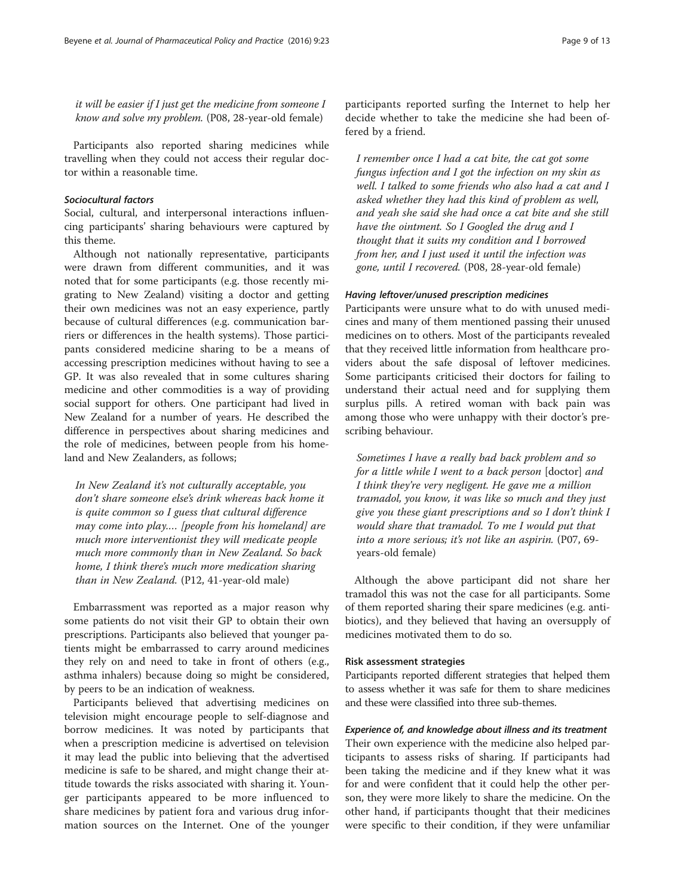*it will be easier if I just get the medicine from someone I know and solve my problem.* (P08, 28-year-old female)

Participants also reported sharing medicines while travelling when they could not access their regular doctor within a reasonable time.

#### *Sociocultural factors*

Social, cultural, and interpersonal interactions influencing participants' sharing behaviours were captured by this theme.

Although not nationally representative, participants were drawn from different communities, and it was noted that for some participants (e.g. those recently migrating to New Zealand) visiting a doctor and getting their own medicines was not an easy experience, partly because of cultural differences (e.g. communication barriers or differences in the health systems). Those participants considered medicine sharing to be a means of accessing prescription medicines without having to see a GP. It was also revealed that in some cultures sharing medicine and other commodities is a way of providing social support for others. One participant had lived in New Zealand for a number of years. He described the difference in perspectives about sharing medicines and the role of medicines, between people from his homeland and New Zealanders, as follows;

> *In New Zealand it's not culturally acceptable, you don't share someone else's drink whereas back home it is quite common so I guess that cultural difference may come into play.... [people from his homeland] are much more interventionist they will medicate people much more commonly than in New Zealand. So back home, I think there's much more medication sharing than in New Zealand.* (P12, 41-year-old male)

Embarrassment was reported as a major reason why some patients do not visit their GP to obtain their own prescriptions. Participants also believed that younger patients might be embarrassed to carry around medicines they rely on and need to take in front of others (e.g., asthma inhalers) because doing so might be considered, by peers to be an indication of weakness.

Participants believed that advertising medicines on television might encourage people to self-diagnose and borrow medicines. It was noted by participants that when a prescription medicine is advertised on television it may lead the public into believing that the advertised medicine is safe to be shared, and might change their attitude towards the risks associated with sharing it. Younger participants appeared to be more influenced to share medicines by patient fora and various drug information sources on the Internet. One of the younger participants reported surfing the Internet to help her decide whether to take the medicine she had been offered by a friend.

> *I remember once I had a cat bite, the cat got some fungus infection and I got the infection on my skin as well. I talked to some friends who also had a cat and I asked whether they had this kind of problem as well, and yeah she said she had once a cat bite and she still have the ointment. So I Googled the drug and I thought that it suits my condition and I borrowed from her, and I just used it until the infection was gone, until I recovered.* (P08, 28-year-old female)

#### *Having leftover/unused prescription medicines*

Participants were unsure what to do with unused medicines and many of them mentioned passing their unused medicines on to others. Most of the participants revealed that they received little information from healthcare providers about the safe disposal of leftover medicines. Some participants criticised their doctors for failing to understand their actual need and for supplying them surplus pills. A retired woman with back pain was among those who were unhappy with their doctor's prescribing behaviour.

> *Sometimes I have a really bad back problem and so for a little while I went to a back person* [doctor] *and I think they're very negligent. He gave me a million tramadol, you know, it was like so much and they just give you these giant prescriptions and so I don't think I would share that tramadol. To me I would put that into a more serious; it's not like an aspirin.* (P07, 69-years-old female)

Although the above participant did not share her tramadol this was not the case for all participants. Some of them reported sharing their spare medicines (e.g. antibiotics), and they believed that having an oversupply of medicines motivated them to do so.

### Risk assessment strategies

Participants reported different strategies that helped them to assess whether it was safe for them to share medicines and these were classified into three sub-themes.

#### *Experience of, and knowledge about illness and its treatment*

Their own experience with the medicine also helped participants to assess risks of sharing. If participants had been taking the medicine and if they knew what it was for and were confident that it could help the other person, they were more likely to share the medicine. On the other hand, if participants thought that their medicines were specific to their condition, if they were unfamiliar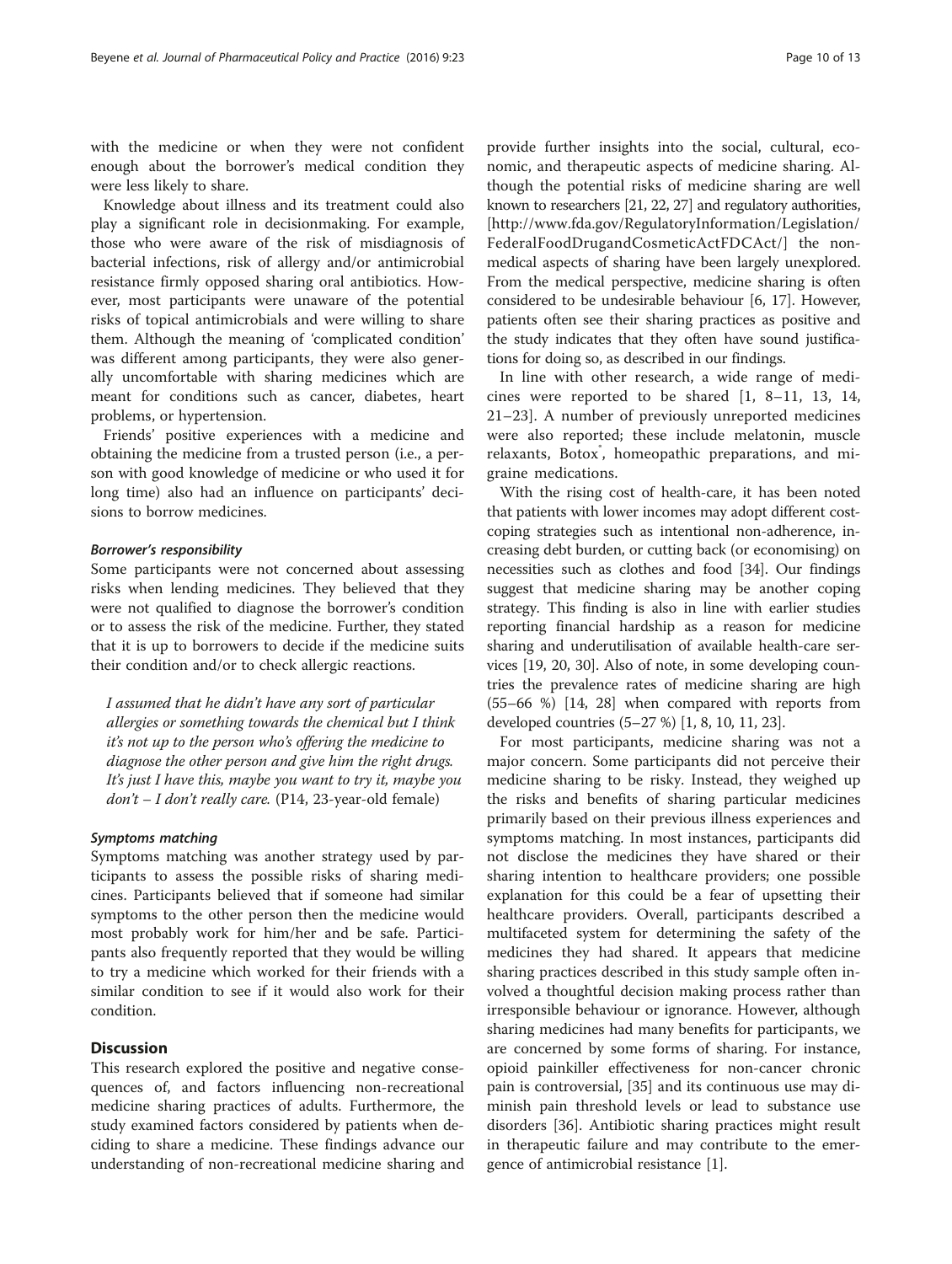with the medicine or when they were not confident enough about the borrower's medical condition they were less likely to share.

Knowledge about illness and its treatment could also play a significant role in decisionmaking. For example, those who were aware of the risk of misdiagnosis of bacterial infections, risk of allergy and/or antimicrobial resistance firmly opposed sharing oral antibiotics. However, most participants were unaware of the potential risks of topical antimicrobials and were willing to share them. Although the meaning of 'complicated condition' was different among participants, they were also generally uncomfortable with sharing medicines which are meant for conditions such as cancer, diabetes, heart problems, or hypertension.

Friends' positive experiences with a medicine and obtaining the medicine from a trusted person (i.e., a person with good knowledge of medicine or who used it for long time) also had an influence on participants' decisions to borrow medicines.

#### *Borrower's responsibility*

Some participants were not concerned about assessing risks when lending medicines. They believed that they were not qualified to diagnose the borrower's condition or to assess the risk of the medicine. Further, they stated that it is up to borrowers to decide if the medicine suits their condition and/or to check allergic reactions.

> *I assumed that he didn't have any sort of particular allergies or something towards the chemical but I think it's not up to the person who's offering the medicine to diagnose the other person and give him the right drugs. It's just I have this, maybe you want to try it, maybe you don't – I don't really care.* (P14, 23-year-old female)

#### *Symptoms matching*

Symptoms matching was another strategy used by participants to assess the possible risks of sharing medicines. Participants believed that if someone had similar symptoms to the other person then the medicine would most probably work for him/her and be safe. Participants also frequently reported that they would be willing to try a medicine which worked for their friends with a similar condition to see if it would also work for their condition.

## Discussion

This research explored the positive and negative consequences of, and factors influencing non-recreational medicine sharing practices of adults. Furthermore, the study examined factors considered by patients when deciding to share a medicine. These findings advance our understanding of non-recreational medicine sharing and provide further insights into the social, cultural, economic, and therapeutic aspects of medicine sharing. Although the potential risks of medicine sharing are well known to researchers [21, 22, 27] and regulatory authorities, [http://www.fda.gov/RegulatoryInformation/Legislation/FederalFoodDrugandCosmeticActFDCAct/] the non-medical aspects of sharing have been largely unexplored. From the medical perspective, medicine sharing is often considered to be undesirable behaviour [6, 17]. However, patients often see their sharing practices as positive and the study indicates that they often have sound justifications for doing so, as described in our findings.

In line with other research, a wide range of medicines were reported to be shared [1, 8–11, 13, 14, 21–23]. A number of previously unreported medicines were also reported; these include melatonin, muscle relaxants, Botox®, homeopathic preparations, and migraine medications.

With the rising cost of health-care, it has been noted that patients with lower incomes may adopt different cost-coping strategies such as intentional non-adherence, increasing debt burden, or cutting back (or economising) on necessities such as clothes and food [34]. Our findings suggest that medicine sharing may be another coping strategy. This finding is also in line with earlier studies reporting financial hardship as a reason for medicine sharing and underutilisation of available health-care services [19, 20, 30]. Also of note, in some developing countries the prevalence rates of medicine sharing are high (55–66 %) [14, 28] when compared with reports from developed countries (5–27 %) [1, 8, 10, 11, 23].

For most participants, medicine sharing was not a major concern. Some participants did not perceive their medicine sharing to be risky. Instead, they weighed up the risks and benefits of sharing particular medicines primarily based on their previous illness experiences and symptoms matching. In most instances, participants did not disclose the medicines they have shared or their sharing intention to healthcare providers; one possible explanation for this could be a fear of upsetting their healthcare providers. Overall, participants described a multifaceted system for determining the safety of the medicines they had shared. It appears that medicine sharing practices described in this study sample often involved a thoughtful decision making process rather than irresponsible behaviour or ignorance. However, although sharing medicines had many benefits for participants, we are concerned by some forms of sharing. For instance, opioid painkiller effectiveness for non-cancer chronic pain is controversial, [35] and its continuous use may diminish pain threshold levels or lead to substance use disorders [36]. Antibiotic sharing practices might result in therapeutic failure and may contribute to the emergence of antimicrobial resistance [1].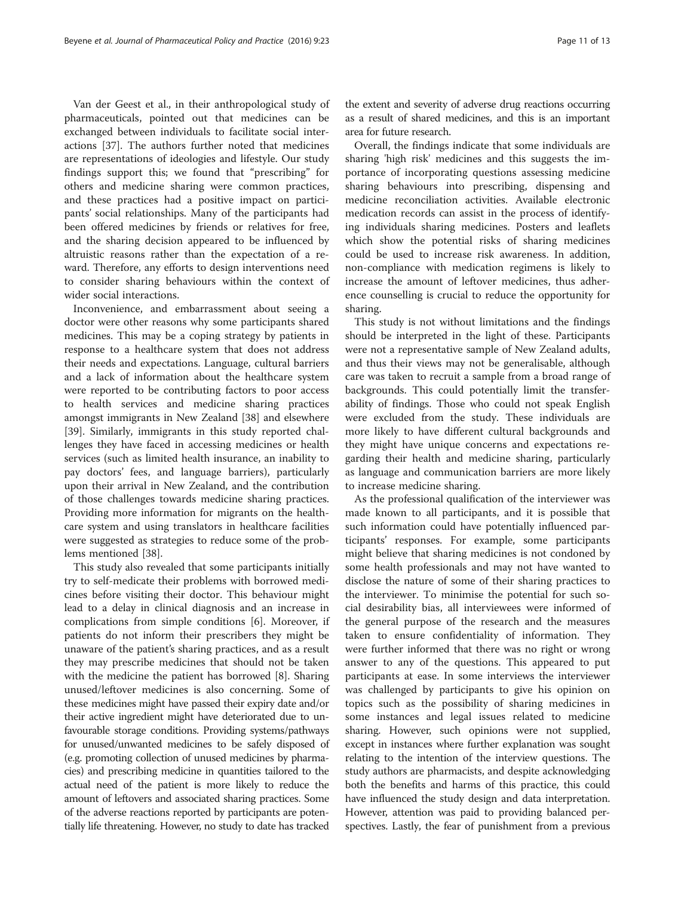Van der Geest et al., in their anthropological study of pharmaceuticals, pointed out that medicines can be exchanged between individuals to facilitate social interactions [37]. The authors further noted that medicines are representations of ideologies and lifestyle. Our study findings support this; we found that "prescribing" for others and medicine sharing were common practices, and these practices had a positive impact on participants' social relationships. Many of the participants had been offered medicines by friends or relatives for free, and the sharing decision appeared to be influenced by altruistic reasons rather than the expectation of a reward. Therefore, any efforts to design interventions need to consider sharing behaviours within the context of wider social interactions.

Inconvenience, and embarrassment about seeing a doctor were other reasons why some participants shared medicines. This may be a coping strategy by patients in response to a healthcare system that does not address their needs and expectations. Language, cultural barriers and a lack of information about the healthcare system were reported to be contributing factors to poor access to health services and medicine sharing practices amongst immigrants in New Zealand [38] and elsewhere [39]. Similarly, immigrants in this study reported challenges they have faced in accessing medicines or health services (such as limited health insurance, an inability to pay doctors' fees, and language barriers), particularly upon their arrival in New Zealand, and the contribution of those challenges towards medicine sharing practices. Providing more information for migrants on the healthcare system and using translators in healthcare facilities were suggested as strategies to reduce some of the problems mentioned [38].

This study also revealed that some participants initially try to self-medicate their problems with borrowed medicines before visiting their doctor. This behaviour might lead to a delay in clinical diagnosis and an increase in complications from simple conditions [6]. Moreover, if patients do not inform their prescribers they might be unaware of the patient's sharing practices, and as a result they may prescribe medicines that should not be taken with the medicine the patient has borrowed [8]. Sharing unused/leftover medicines is also concerning. Some of these medicines might have passed their expiry date and/or their active ingredient might have deteriorated due to unfavourable storage conditions. Providing systems/pathways for unused/unwanted medicines to be safely disposed of (e.g. promoting collection of unused medicines by pharmacies) and prescribing medicine in quantities tailored to the actual need of the patient is more likely to reduce the amount of leftovers and associated sharing practices. Some of the adverse reactions reported by participants are potentially life threatening. However, no study to date has tracked the extent and severity of adverse drug reactions occurring as a result of shared medicines, and this is an important area for future research.

Overall, the findings indicate that some individuals are sharing 'high risk' medicines and this suggests the importance of incorporating questions assessing medicine sharing behaviours into prescribing, dispensing and medicine reconciliation activities. Available electronic medication records can assist in the process of identifying individuals sharing medicines. Posters and leaflets which show the potential risks of sharing medicines could be used to increase risk awareness. In addition, non-compliance with medication regimens is likely to increase the amount of leftover medicines, thus adherence counselling is crucial to reduce the opportunity for sharing.

This study is not without limitations and the findings should be interpreted in the light of these. Participants were not a representative sample of New Zealand adults, and thus their views may not be generalisable, although care was taken to recruit a sample from a broad range of backgrounds. This could potentially limit the transferability of findings. Those who could not speak English were excluded from the study. These individuals are more likely to have different cultural backgrounds and they might have unique concerns and expectations regarding their health and medicine sharing, particularly as language and communication barriers are more likely to increase medicine sharing.

As the professional qualification of the interviewer was made known to all participants, and it is possible that such information could have potentially influenced participants' responses. For example, some participants might believe that sharing medicines is not condoned by some health professionals and may not have wanted to disclose the nature of some of their sharing practices to the interviewer. To minimise the potential for such social desirability bias, all interviewees were informed of the general purpose of the research and the measures taken to ensure confidentiality of information. They were further informed that there was no right or wrong answer to any of the questions. This appeared to put participants at ease. In some interviews the interviewer was challenged by participants to give his opinion on topics such as the possibility of sharing medicines in some instances and legal issues related to medicine sharing. However, such opinions were not supplied, except in instances where further explanation was sought relating to the intention of the interview questions. The study authors are pharmacists, and despite acknowledging both the benefits and harms of this practice, this could have influenced the study design and data interpretation. However, attention was paid to providing balanced perspectives. Lastly, the fear of punishment from a previous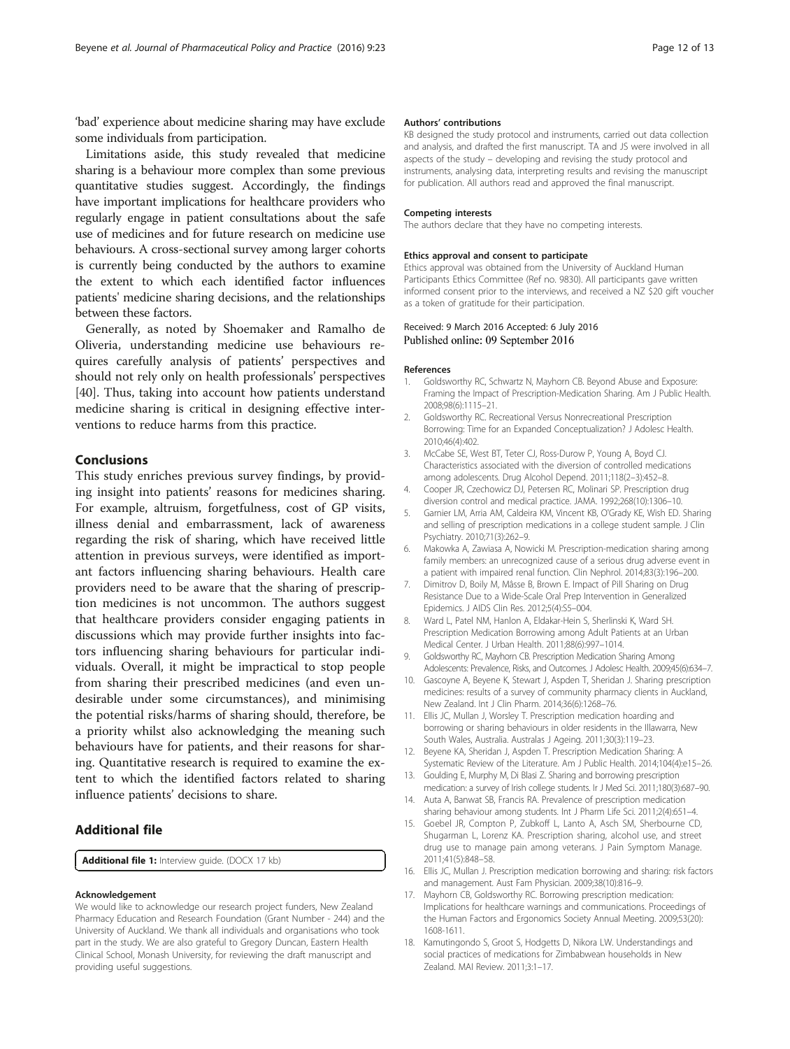'bad' experience about medicine sharing may have exclude some individuals from participation.

Limitations aside, this study revealed that medicine sharing is a behaviour more complex than some previous quantitative studies suggest. Accordingly, the findings have important implications for healthcare providers who regularly engage in patient consultations about the safe use of medicines and for future research on medicine use behaviours. A cross-sectional survey among larger cohorts is currently being conducted by the authors to examine the extent to which each identified factor influences patients' medicine sharing decisions, and the relationships between these factors.

Generally, as noted by Shoemaker and Ramalho de Oliveria, understanding medicine use behaviours requires carefully analysis of patients' perspectives and should not rely only on health professionals' perspectives [40]. Thus, taking into account how patients understand medicine sharing is critical in designing effective interventions to reduce harms from this practice.

## Conclusions

This study enriches previous survey findings, by providing insight into patients' reasons for medicines sharing. For example, altruism, forgetfulness, cost of GP visits, illness denial and embarrassment, lack of awareness regarding the risk of sharing, which have received little attention in previous surveys, were identified as important factors influencing sharing behaviours. Health care providers need to be aware that the sharing of prescription medicines is not uncommon. The authors suggest that healthcare providers consider engaging patients in discussions which may provide further insights into factors influencing sharing behaviours for particular individuals. Overall, it might be impractical to stop people from sharing their prescribed medicines (and even undesirable under some circumstances), and minimising the potential risks/harms of sharing should, therefore, be a priority whilst also acknowledging the meaning such behaviours have for patients, and their reasons for sharing. Quantitative research is required to examine the extent to which the identified factors related to sharing influence patients' decisions to share.

## Additional file

**Additional file 1:** Interview guide. (DOCX 17 kb)

#### Acknowledgement

We would like to acknowledge our research project funders, New Zealand Pharmacy Education and Research Foundation (Grant Number - 244) and the University of Auckland. We thank all individuals and organisations who took part in the study. We are also grateful to Gregory Duncan, Eastern Health Clinical School, Monash University, for reviewing the draft manuscript and providing useful suggestions.

#### Authors' contributions

KB designed the study protocol and instruments, carried out data collection and analysis, and drafted the first manuscript. TA and JS were involved in all aspects of the study – developing and revising the study protocol and instruments, analysing data, interpreting results and revising the manuscript for publication. All authors read and approved the final manuscript.

#### Competing interests

The authors declare that they have no competing interests.

#### Ethics approval and consent to participate

Ethics approval was obtained from the University of Auckland Human Participants Ethics Committee (Ref no. 9830). All participants gave written informed consent prior to the interviews, and received a NZ $20 gift voucher as a token of gratitude for their participation.

Received: 9 March 2016 Accepted: 6 July 2016
Published online: 09 September 2016

#### References

1. Goldsworthy RC, Schwartz N, Mayhorn CB. Beyond Abuse and Exposure: Framing the Impact of Prescription-Medication Sharing. Am J Public Health. 2008;98(6):1115–21.
2. Goldsworthy RC. Recreational Versus Nonrecreational Prescription Borrowing: Time for an Expanded Conceptualization? J Adolesc Health. 2010;46(4):402.
3. McCabe SE, West BT, Teter CJ, Ross-Durow P, Young A, Boyd CJ. Characteristics associated with the diversion of controlled medications among adolescents. Drug Alcohol Depend. 2011;118(2–3):452–8.
4. Cooper JR, Czechowicz DJ, Petersen RC, Molinari SP. Prescription drug diversion control and medical practice. JAMA. 1992;268(10):1306–10.
5. Garnier LM, Arria AM, Caldeira KM, Vincent KB, O'Grady KE, Wish ED. Sharing and selling of prescription medications in a college student sample. J Clin Psychiatry. 2010;71(3):262–9.
6. Makowka A, Zawiasa A, Nowicki M. Prescription-medication sharing among family members: an unrecognized cause of a serious drug adverse event in a patient with impaired renal function. Clin Nephrol. 2014;83(3):196–200.
7. Dimitrov D, Boily M, Mâsse B, Brown E. Impact of Pill Sharing on Drug Resistance Due to a Wide-Scale Oral Prep Intervention in Generalized Epidemics. J AIDS Clin Res. 2012;5(4):S5–004.
8. Ward L, Patel NM, Hanlon A, Eldakar-Hein S, Sherlinski K, Ward SH. Prescription Medication Borrowing among Adult Patients at an Urban Medical Center. J Urban Health. 2011;88(6):997–1014.
9. Goldsworthy RC, Mayhorn CB. Prescription Medication Sharing Among Adolescents: Prevalence, Risks, and Outcomes. J Adolesc Health. 2009;45(6):634–7.
10. Gascoyne A, Beyene K, Stewart J, Aspden T, Sheridan J. Sharing prescription medicines: results of a survey of community pharmacy clients in Auckland, New Zealand. Int J Clin Pharm. 2014;36(6):1268–76.
11. Ellis JC, Mullan J, Worsley T. Prescription medication hoarding and borrowing or sharing behaviours in older residents in the Illawarra, New South Wales, Australia. Australas J Ageing. 2011;30(3):119–23.
12. Beyene KA, Sheridan J, Aspden T. Prescription Medication Sharing: A Systematic Review of the Literature. Am J Public Health. 2014;104(4):e15–26.
13. Goulding E, Murphy M, Di Blasi Z. Sharing and borrowing prescription medication: a survey of Irish college students. Ir J Med Sci. 2011;180(3):687–90.
14. Auta A, Banwat SB, Francis RA. Prevalence of prescription medication sharing behaviour among students. Int J Pharm Life Sci. 2011;2(4):651–4.
15. Goebel JR, Compton P, Zubkoff L, Lanto A, Asch SM, Sherbourne CD, Shugarman L, Lorenz KA. Prescription sharing, alcohol use, and street drug use to manage pain among veterans. J Pain Symptom Manage. 2011;41(5):848–58.
16. Ellis JC, Mullan J. Prescription medication borrowing and sharing: risk factors and management. Aust Fam Physician. 2009;38(10):816–9.
17. Mayhorn CB, Goldsworthy RC. Borrowing prescription medication: Implications for healthcare warnings and communications. Proceedings of the Human Factors and Ergonomics Society Annual Meeting. 2009;53(20): 1608-1611.
18. Kamutingondo S, Groot S, Hodgetts D, Nikora LW. Understandings and social practices of medications for Zimbabwean households in New Zealand. MAI Review. 2011;3:1–17.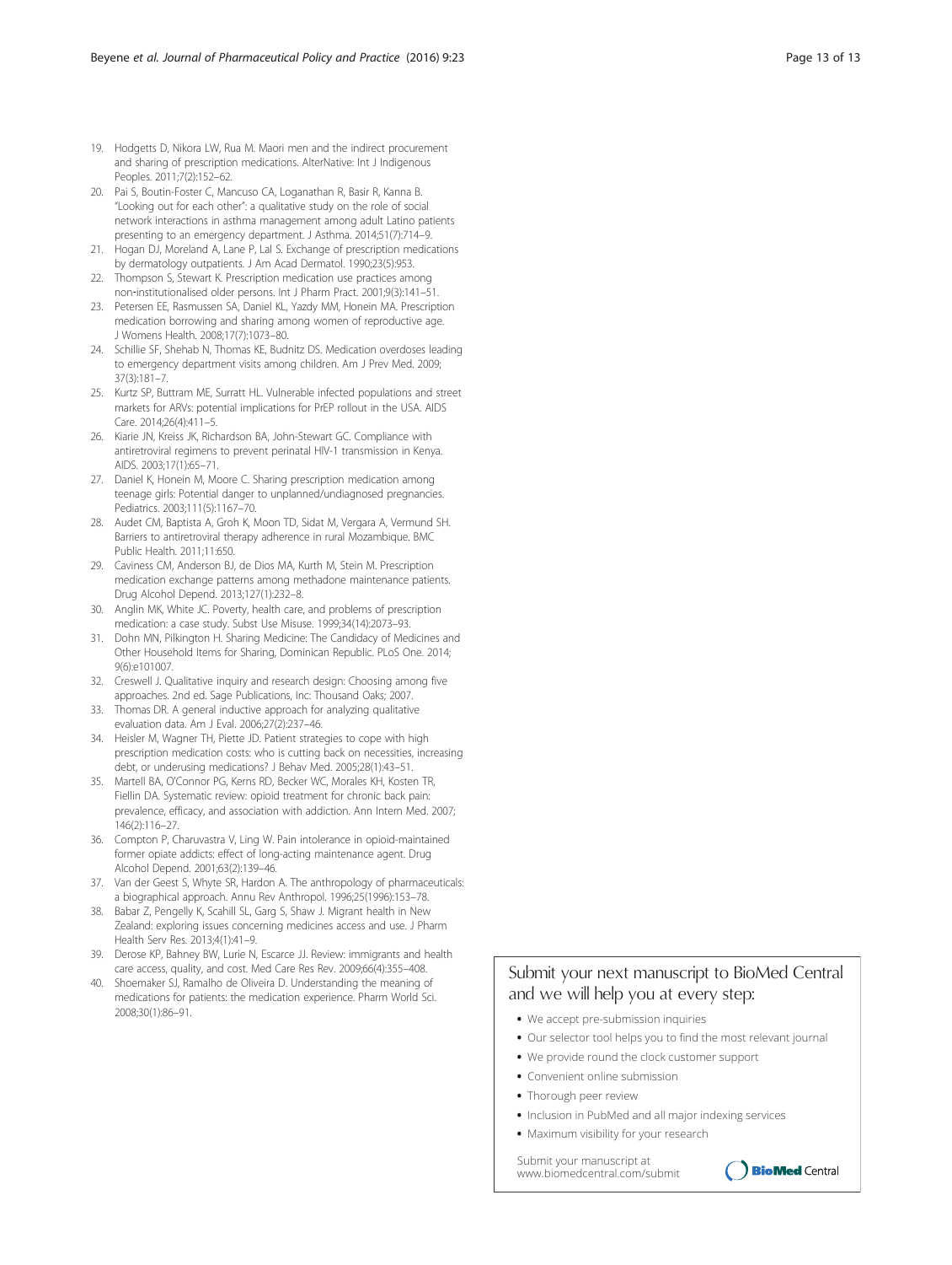19. Hodgetts D, Nikora LW, Rua M. Maori men and the indirect procurement and sharing of prescription medications. AlterNative: Int J Indigenous Peoples. 2011;7(2):152–62.
20. Pai S, Boutin-Foster C, Mancuso CA, Loganathan R, Basir R, Kanna B. "Looking out for each other": a qualitative study on the role of social network interactions in asthma management among adult Latino patients presenting to an emergency department. J Asthma. 2014;51(7):714–9.
21. Hogan DJ, Moreland A, Lane P, Lal S. Exchange of prescription medications by dermatology outpatients. J Am Acad Dermatol. 1990;23(5):953.
22. Thompson S, Stewart K. Prescription medication use practices among non-institutionalised older persons. Int J Pharm Pract. 2001;9(3):141–51.
23. Petersen EE, Rasmussen SA, Daniel KL, Yazdy MM, Honein MA. Prescription medication borrowing and sharing among women of reproductive age. J Womens Health. 2008;17(7):1073–80.
24. Schillie SF, Shehab N, Thomas KE, Budnitz DS. Medication overdoses leading to emergency department visits among children. Am J Prev Med. 2009; 37(3):181–7.
25. Kurtz SP, Buttram ME, Surratt HL. Vulnerable infected populations and street markets for ARVs: potential implications for PrEP rollout in the USA. AIDS Care. 2014;26(4):411–5.
26. Kiarie JN, Kreiss JK, Richardson BA, John-Stewart GC. Compliance with antiretroviral regimens to prevent perinatal HIV-1 transmission in Kenya. AIDS. 2003;17(1):65–71.
27. Daniel K, Honein M, Moore C. Sharing prescription medication among teenage girls: Potential danger to unplanned/undiagnosed pregnancies. Pediatrics. 2003;111(5):1167–70.
28. Audet CM, Baptista A, Groh K, Moon TD, Sidat M, Vergara A, Vermund SH. Barriers to antiretroviral therapy adherence in rural Mozambique. BMC Public Health. 2011;11:650.
29. Caviness CM, Anderson BJ, de Dios MA, Kurth M, Stein M. Prescription medication exchange patterns among methadone maintenance patients. Drug Alcohol Depend. 2013;127(1):232–8.
30. Anglin MK, White JC. Poverty, health care, and problems of prescription medication: a case study. Subst Use Misuse. 1999;34(14):2073–93.
31. Dohn MN, Pilkington H. Sharing Medicine: The Candidacy of Medicines and Other Household Items for Sharing, Dominican Republic. PLoS One. 2014; 9(6):e101007.
32. Creswell J. Qualitative inquiry and research design: Choosing among five approaches. 2nd ed. Sage Publications, Inc: Thousand Oaks; 2007.
33. Thomas DR. A general inductive approach for analyzing qualitative evaluation data. Am J Eval. 2006;27(2):237–46.
34. Heisler M, Wagner TH, Piette JD. Patient strategies to cope with high prescription medication costs: who is cutting back on necessities, increasing debt, or underusing medications? J Behav Med. 2005;28(1):43–51.
35. Martell BA, O'Connor PG, Kerns RD, Becker WC, Morales KH, Kosten TR, Fiellin DA. Systematic review: opioid treatment for chronic back pain: prevalence, efficacy, and association with addiction. Ann Intern Med. 2007; 146(2):116–27.
36. Compton P, Charuvastra V, Ling W. Pain intolerance in opioid-maintained former opiate addicts: effect of long-acting maintenance agent. Drug Alcohol Depend. 2001;63(2):139–46.
37. Van der Geest S, Whyte SR, Hardon A. The anthropology of pharmaceuticals: a biographical approach. Annu Rev Anthropol. 1996;25(1996):153–78.
38. Babar Z, Pengelly K, Scahill SL, Garg S, Shaw J. Migrant health in New Zealand: exploring issues concerning medicines access and use. J Pharm Health Serv Res. 2013;4(1):41–9.
39. Derose KP, Bahney BW, Lurie N, Escarce JJ. Review: immigrants and health care access, quality, and cost. Med Care Res Rev. 2009;66(4):355–408.
40. Shoemaker SJ, Ramalho de Oliveira D. Understanding the meaning of medications for patients: the medication experience. Pharm World Sci. 2008;30(1):86–91.

Submit your next manuscript to BioMed Central and we will help you at every step:

- We accept pre-submission inquiries
- Our selector tool helps you to find the most relevant journal
- We provide round the clock customer support
- Convenient online submission
- Thorough peer review
- Inclusion in PubMed and all major indexing services
- Maximum visibility for your research

Submit your manuscript at www.biomedcentral.com/submit

BioMed Central